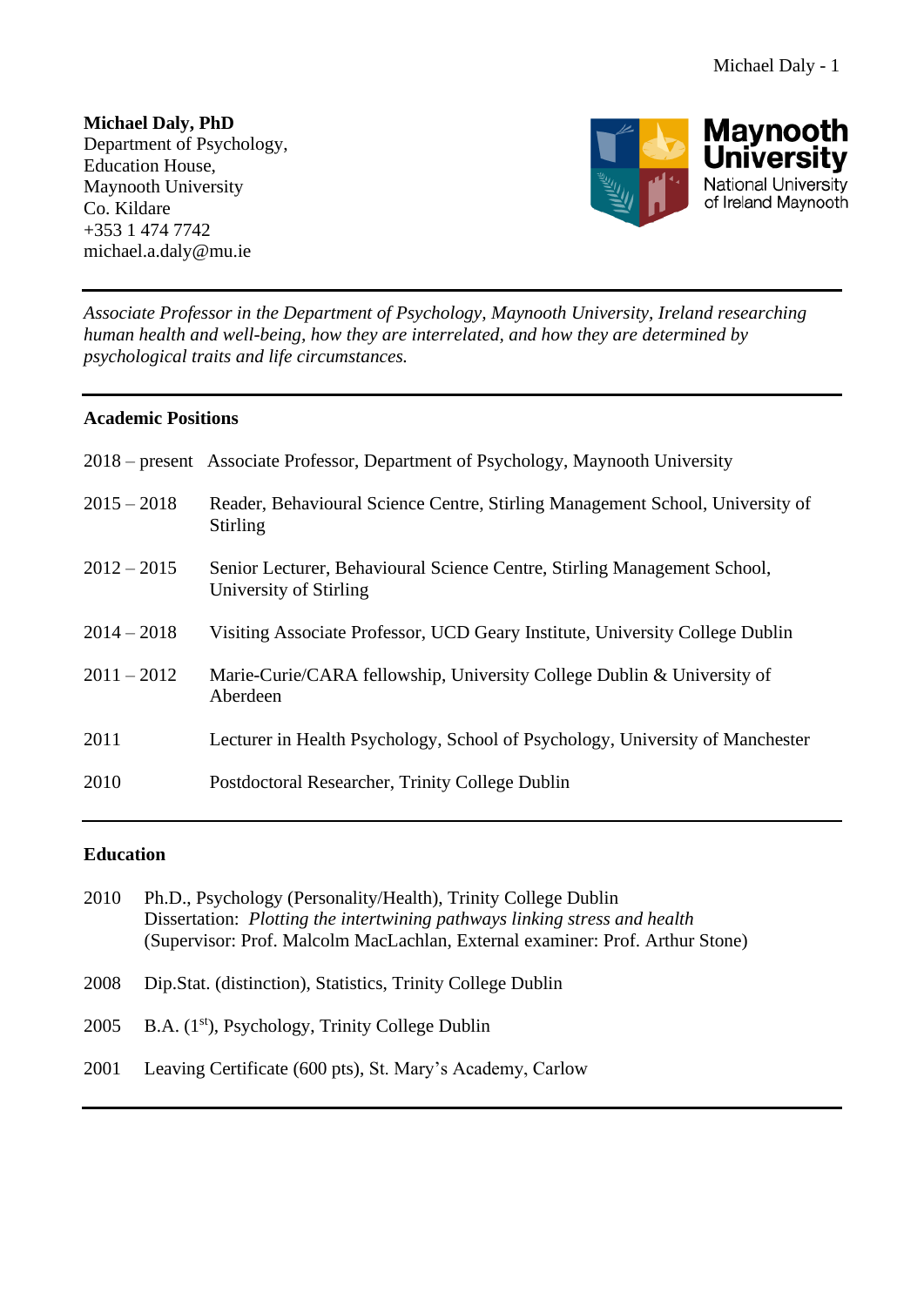**Michael Daly, PhD**
Department of Psychology,
Education House,
Maynooth University
Co. Kildare
+353 1 474 7742
michael.a.daly@mu.ie

---

*Associate Professor in the Department of Psychology, Maynooth University, Ireland researching human health and well-being, how they are interrelated, and how they are determined by psychological traits and life circumstances.*

---

## Academic Positions

2018 – present Associate Professor, Department of Psychology, Maynooth University

2015 – 2018 Reader, Behavioural Science Centre, Stirling Management School, University of Stirling

2012 – 2015 Senior Lecturer, Behavioural Science Centre, Stirling Management School, University of Stirling

2014 – 2018 Visiting Associate Professor, UCD Geary Institute, University College Dublin

2011 – 2012 Marie-Curie/CARA fellowship, University College Dublin & University of Aberdeen

2011 Lecturer in Health Psychology, School of Psychology, University of Manchester

2010 Postdoctoral Researcher, Trinity College Dublin

---

## Education

2010 Ph.D., Psychology (Personality/Health), Trinity College Dublin
Dissertation: *Plotting the intertwining pathways linking stress and health*
(Supervisor: Prof. Malcolm MacLachlan, External examiner: Prof. Arthur Stone)

2008 Dip.Stat. (distinction), Statistics, Trinity College Dublin

2005 B.A. (1st), Psychology, Trinity College Dublin

2001 Leaving Certificate (600 pts), St. Mary's Academy, Carlow

---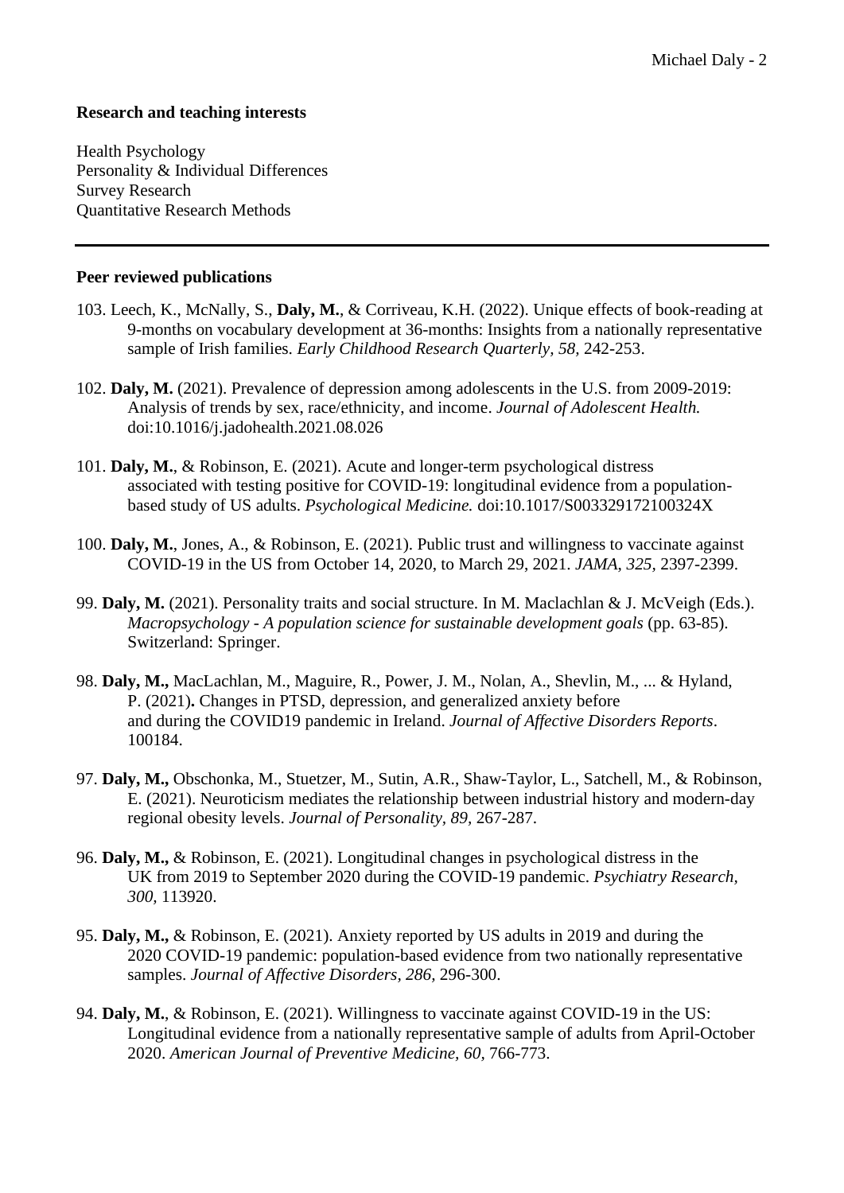**Research and teaching interests**

Health Psychology
Personality & Individual Differences
Survey Research
Quantitative Research Methods

---

**Peer reviewed publications**

103. Leech, K., McNally, S., **Daly, M.**, & Corriveau, K.H. (2022). Unique effects of book-reading at 9-months on vocabulary development at 36-months: Insights from a nationally representative sample of Irish families. *Early Childhood Research Quarterly, 58*, 242-253.

102. **Daly, M.** (2021). Prevalence of depression among adolescents in the U.S. from 2009-2019: Analysis of trends by sex, race/ethnicity, and income. *Journal of Adolescent Health.* doi:10.1016/j.jadohealth.2021.08.026

101. **Daly, M.**, & Robinson, E. (2021). Acute and longer-term psychological distress associated with testing positive for COVID-19: longitudinal evidence from a population-based study of US adults. *Psychological Medicine.* doi:10.1017/S003329172100324X

100. **Daly, M.**, Jones, A., & Robinson, E. (2021). Public trust and willingness to vaccinate against COVID-19 in the US from October 14, 2020, to March 29, 2021. *JAMA, 325*, 2397-2399.

99. **Daly, M.** (2021). Personality traits and social structure. In M. Maclachlan & J. McVeigh (Eds.). *Macropsychology - A population science for sustainable development goals* (pp. 63-85). Switzerland: Springer.

98. **Daly, M.,** MacLachlan, M., Maguire, R., Power, J. M., Nolan, A., Shevlin, M., ... & Hyland, P. (2021)**.** Changes in PTSD, depression, and generalized anxiety before and during the COVID19 pandemic in Ireland. *Journal of Affective Disorders Reports*. 100184.

97. **Daly, M.,** Obschonka, M., Stuetzer, M., Sutin, A.R., Shaw-Taylor, L., Satchell, M., & Robinson, E. (2021). Neuroticism mediates the relationship between industrial history and modern-day regional obesity levels. *Journal of Personality, 89*, 267-287.

96. **Daly, M.,** & Robinson, E. (2021). Longitudinal changes in psychological distress in the UK from 2019 to September 2020 during the COVID-19 pandemic. *Psychiatry Research, 300*, 113920.

95. **Daly, M.,** & Robinson, E. (2021). Anxiety reported by US adults in 2019 and during the 2020 COVID-19 pandemic: population-based evidence from two nationally representative samples. *Journal of Affective Disorders, 286*, 296-300.

94. **Daly, M.**, & Robinson, E. (2021). Willingness to vaccinate against COVID-19 in the US: Longitudinal evidence from a nationally representative sample of adults from April-October 2020. *American Journal of Preventive Medicine, 60,* 766-773.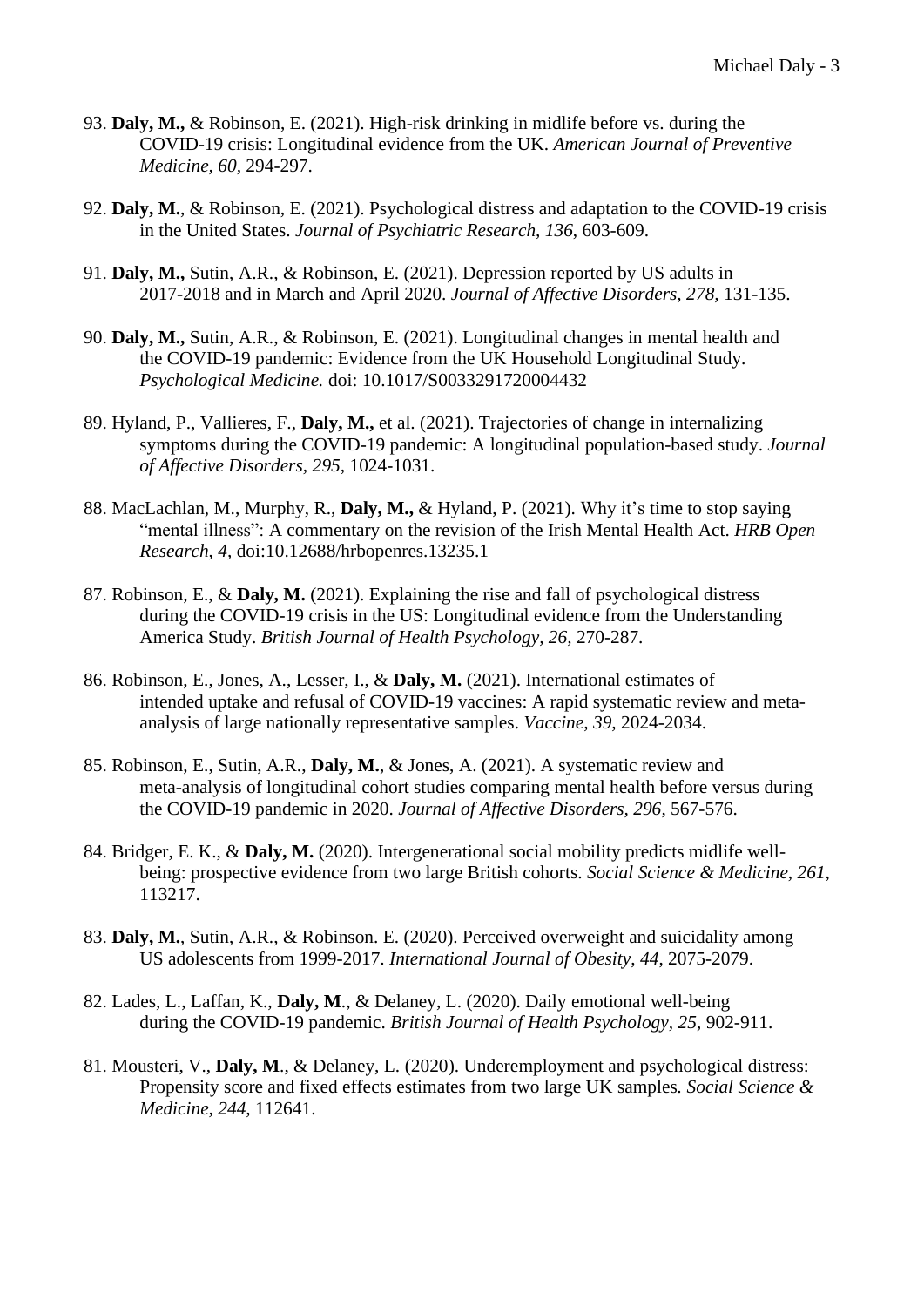93. **Daly, M.,** & Robinson, E. (2021). High-risk drinking in midlife before vs. during the COVID-19 crisis: Longitudinal evidence from the UK. *American Journal of Preventive Medicine, 60,* 294-297.

92. **Daly, M.**, & Robinson, E. (2021). Psychological distress and adaptation to the COVID-19 crisis in the United States. *Journal of Psychiatric Research, 136*, 603-609.

91. **Daly, M.,** Sutin, A.R., & Robinson, E. (2021). Depression reported by US adults in 2017-2018 and in March and April 2020. *Journal of Affective Disorders, 278,* 131-135.

90. **Daly, M.,** Sutin, A.R., & Robinson, E. (2021). Longitudinal changes in mental health and the COVID-19 pandemic: Evidence from the UK Household Longitudinal Study. *Psychological Medicine.* doi: 10.1017/S0033291720004432

89. Hyland, P., Vallieres, F., **Daly, M.,** et al. (2021). Trajectories of change in internalizing symptoms during the COVID-19 pandemic: A longitudinal population-based study. *Journal of Affective Disorders, 295,* 1024-1031.

88. MacLachlan, M., Murphy, R., **Daly, M.,** & Hyland, P. (2021). Why it's time to stop saying "mental illness": A commentary on the revision of the Irish Mental Health Act. *HRB Open Research, 4,* doi:10.12688/hrbopenres.13235.1

87. Robinson, E., & **Daly, M.** (2021). Explaining the rise and fall of psychological distress during the COVID-19 crisis in the US: Longitudinal evidence from the Understanding America Study. *British Journal of Health Psychology, 26,* 270-287.

86. Robinson, E., Jones, A., Lesser, I., & **Daly, M.** (2021). International estimates of intended uptake and refusal of COVID-19 vaccines: A rapid systematic review and meta-analysis of large nationally representative samples. *Vaccine, 39,* 2024-2034.

85. Robinson, E., Sutin, A.R., **Daly, M.**, & Jones, A. (2021). A systematic review and meta-analysis of longitudinal cohort studies comparing mental health before versus during the COVID-19 pandemic in 2020. *Journal of Affective Disorders, 296*, 567-576.

84. Bridger, E. K., & **Daly, M.** (2020). Intergenerational social mobility predicts midlife well-being: prospective evidence from two large British cohorts. *Social Science & Medicine, 261,* 113217.

83. **Daly, M.**, Sutin, A.R., & Robinson. E. (2020). Perceived overweight and suicidality among US adolescents from 1999-2017. *International Journal of Obesity, 44,* 2075-2079.

82. Lades, L., Laffan, K., **Daly, M**., & Delaney, L. (2020). Daily emotional well-being during the COVID-19 pandemic. *British Journal of Health Psychology, 25,* 902-911.

81. Mousteri, V., **Daly, M**., & Delaney, L. (2020). Underemployment and psychological distress: Propensity score and fixed effects estimates from two large UK samples*. Social Science & Medicine, 244,* 112641.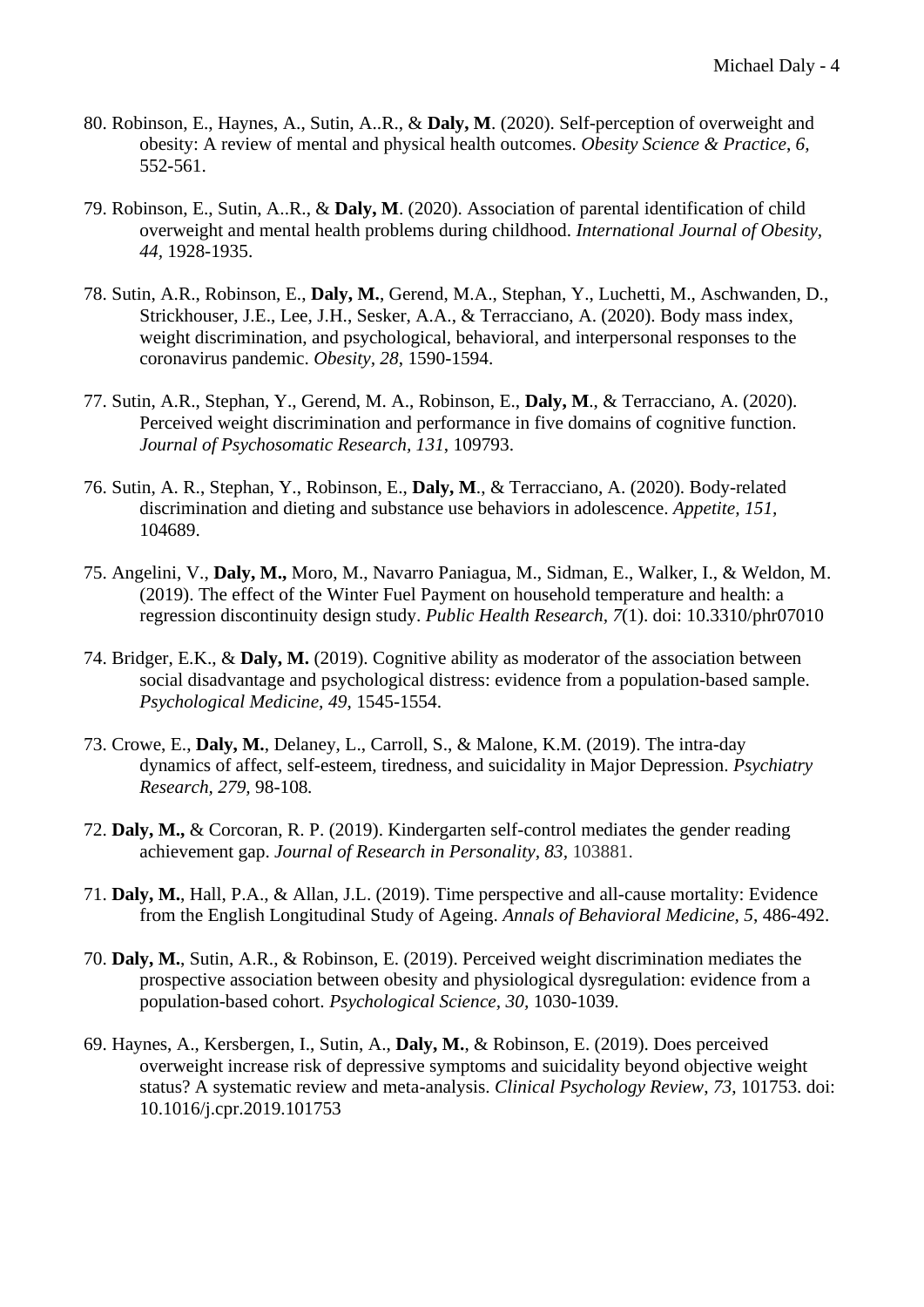80. Robinson, E., Haynes, A., Sutin, A..R., & **Daly, M**. (2020). Self-perception of overweight and obesity: A review of mental and physical health outcomes. *Obesity Science & Practice*, *6*, 552-561.

79. Robinson, E., Sutin, A..R., & **Daly, M**. (2020). Association of parental identification of child overweight and mental health problems during childhood. *International Journal of Obesity*, *44*, 1928-1935.

78. Sutin, A.R., Robinson, E., **Daly, M.**, Gerend, M.A., Stephan, Y., Luchetti, M., Aschwanden, D., Strickhouser, J.E., Lee, J.H., Sesker, A.A., & Terracciano, A. (2020). Body mass index, weight discrimination, and psychological, behavioral, and interpersonal responses to the coronavirus pandemic. *Obesity*, *28*, 1590-1594.

77. Sutin, A.R., Stephan, Y., Gerend, M. A., Robinson, E., **Daly, M**., & Terracciano, A. (2020). Perceived weight discrimination and performance in five domains of cognitive function. *Journal of Psychosomatic Research*, *131*, 109793.

76. Sutin, A. R., Stephan, Y., Robinson, E., **Daly, M**., & Terracciano, A. (2020). Body-related discrimination and dieting and substance use behaviors in adolescence. *Appetite, 151*, 104689.

75. Angelini, V., **Daly, M.,** Moro, M., Navarro Paniagua, M., Sidman, E., Walker, I., & Weldon, M. (2019). The effect of the Winter Fuel Payment on household temperature and health: a regression discontinuity design study. *Public Health Research, 7*(1). doi: 10.3310/phr07010

74. Bridger, E.K., & **Daly, M.** (2019). Cognitive ability as moderator of the association between social disadvantage and psychological distress: evidence from a population-based sample. *Psychological Medicine*, *49*, 1545-1554.

73. Crowe, E., **Daly, M.**, Delaney, L., Carroll, S., & Malone, K.M. (2019). The intra-day dynamics of affect, self-esteem, tiredness, and suicidality in Major Depression. *Psychiatry Research*, *279*, 98-108*.*

72. **Daly, M.,** & Corcoran, R. P. (2019). Kindergarten self-control mediates the gender reading achievement gap. *Journal of Research in Personality*, *83*, 103881.

71. **Daly, M.**, Hall, P.A., & Allan, J.L. (2019). Time perspective and all-cause mortality: Evidence from the English Longitudinal Study of Ageing. *Annals of Behavioral Medicine, 5*, 486-492.

70. **Daly, M.**, Sutin, A.R., & Robinson, E. (2019). Perceived weight discrimination mediates the prospective association between obesity and physiological dysregulation: evidence from a population-based cohort. *Psychological Science*, *30*, 1030-1039.

69. Haynes, A., Kersbergen, I., Sutin, A., **Daly, M.**, & Robinson, E. (2019). Does perceived overweight increase risk of depressive symptoms and suicidality beyond objective weight status? A systematic review and meta-analysis. *Clinical Psychology Review*, *73*, 101753. doi: 10.1016/j.cpr.2019.101753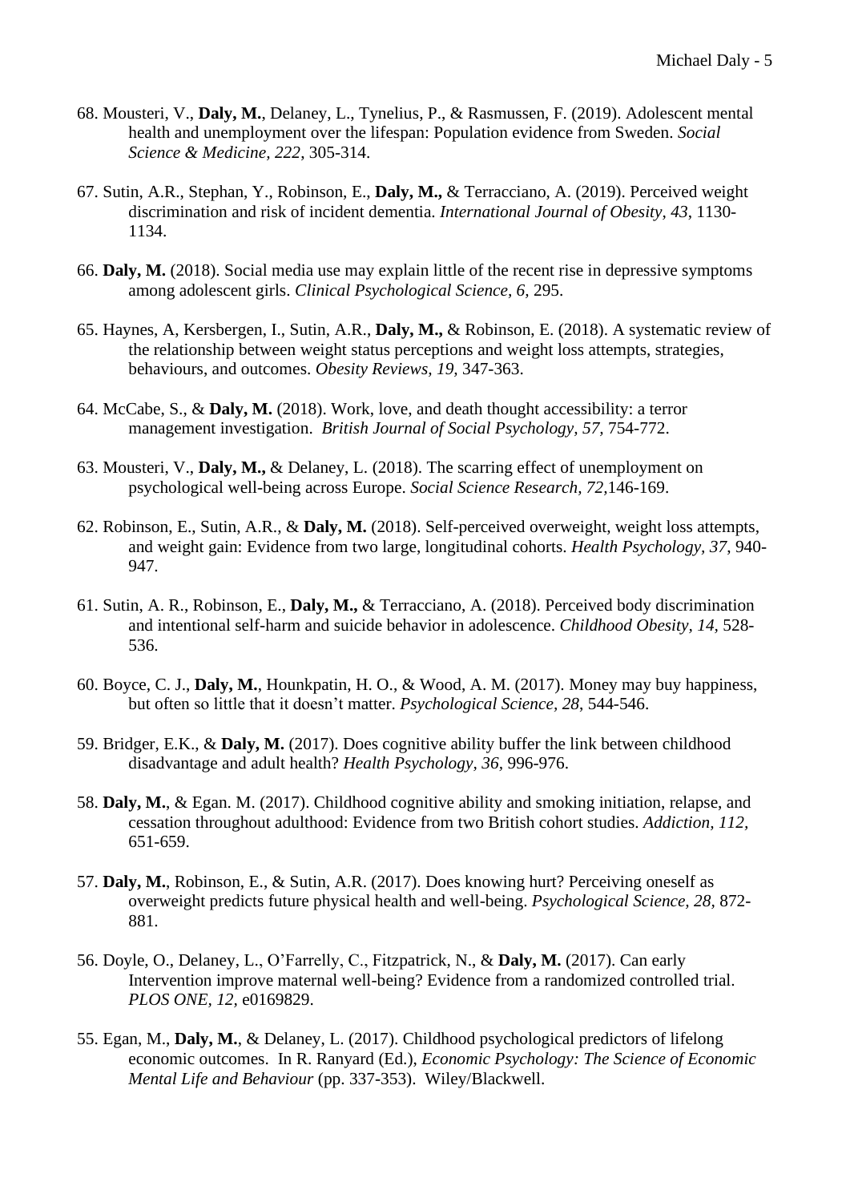68. Mousteri, V., **Daly, M.**, Delaney, L., Tynelius, P., & Rasmussen, F. (2019). Adolescent mental health and unemployment over the lifespan: Population evidence from Sweden. *Social Science & Medicine, 222*, 305-314.

67. Sutin, A.R., Stephan, Y., Robinson, E., **Daly, M.,** & Terracciano, A. (2019). Perceived weight discrimination and risk of incident dementia. *International Journal of Obesity, 43*, 1130-1134.

66. **Daly, M.** (2018). Social media use may explain little of the recent rise in depressive symptoms among adolescent girls. *Clinical Psychological Science, 6,* 295.

65. Haynes, A, Kersbergen, I., Sutin, A.R., **Daly, M.,** & Robinson, E. (2018). A systematic review of the relationship between weight status perceptions and weight loss attempts, strategies, behaviours, and outcomes. *Obesity Reviews, 19,* 347-363.

64. McCabe, S., & **Daly, M.** (2018). Work, love, and death thought accessibility: a terror management investigation. *British Journal of Social Psychology, 57*, 754-772.

63. Mousteri, V., **Daly, M.,** & Delaney, L. (2018). The scarring effect of unemployment on psychological well-being across Europe. *Social Science Research, 72,*146-169.

62. Robinson, E., Sutin, A.R., & **Daly, M.** (2018). Self-perceived overweight, weight loss attempts, and weight gain: Evidence from two large, longitudinal cohorts. *Health Psychology, 37*, 940-947.

61. Sutin, A. R., Robinson, E., **Daly, M.,** & Terracciano, A. (2018). Perceived body discrimination and intentional self-harm and suicide behavior in adolescence. *Childhood Obesity, 14,* 528-536.

60. Boyce, C. J., **Daly, M.**, Hounkpatin, H. O., & Wood, A. M. (2017). Money may buy happiness, but often so little that it doesn't matter. *Psychological Science, 28*, 544-546.

59. Bridger, E.K., & **Daly, M.** (2017). Does cognitive ability buffer the link between childhood disadvantage and adult health? *Health Psychology, 36*, 996-976.

58. **Daly, M.**, & Egan. M. (2017). Childhood cognitive ability and smoking initiation, relapse, and cessation throughout adulthood: Evidence from two British cohort studies. *Addiction, 112,* 651-659.

57. **Daly, M.**, Robinson, E., & Sutin, A.R. (2017). Does knowing hurt? Perceiving oneself as overweight predicts future physical health and well-being. *Psychological Science, 28,* 872-881.

56. Doyle, O., Delaney, L., O'Farrelly, C., Fitzpatrick, N., & **Daly, M.** (2017). Can early Intervention improve maternal well-being? Evidence from a randomized controlled trial. *PLOS ONE, 12*, e0169829.

55. Egan, M., **Daly, M.**, & Delaney, L. (2017). Childhood psychological predictors of lifelong economic outcomes. In R. Ranyard (Ed.), *Economic Psychology: The Science of Economic Mental Life and Behaviour* (pp. 337-353). Wiley/Blackwell.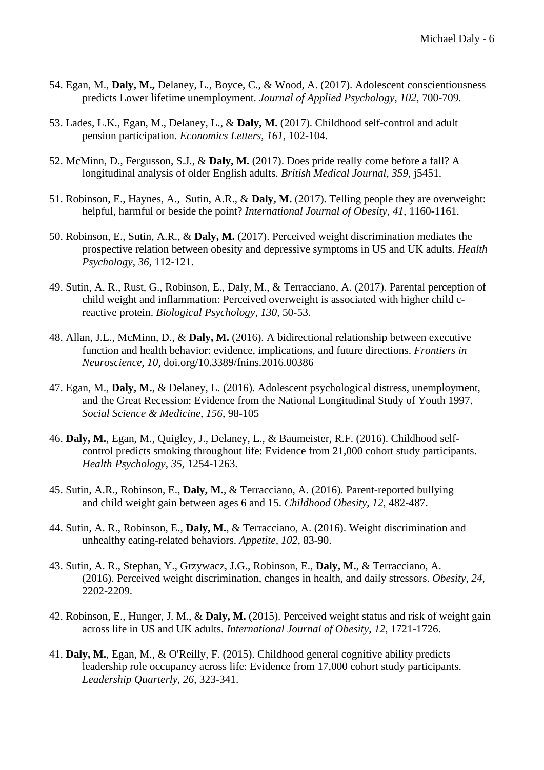54. Egan, M., **Daly, M.,** Delaney, L., Boyce, C., & Wood, A. (2017). Adolescent conscientiousness predicts Lower lifetime unemployment. *Journal of Applied Psychology, 102,* 700-709.

53. Lades, L.K., Egan, M., Delaney, L., & **Daly, M.** (2017). Childhood self-control and adult pension participation. *Economics Letters, 161,* 102-104.

52. McMinn, D., Fergusson, S.J., & **Daly, M.** (2017). Does pride really come before a fall? A longitudinal analysis of older English adults. *British Medical Journal, 359,* j5451.

51. Robinson, E., Haynes, A., Sutin, A.R., & **Daly, M.** (2017). Telling people they are overweight: helpful, harmful or beside the point? *International Journal of Obesity, 41,* 1160-1161.

50. Robinson, E., Sutin, A.R., & **Daly, M.** (2017). Perceived weight discrimination mediates the prospective relation between obesity and depressive symptoms in US and UK adults. *Health Psychology, 36,* 112-121.

49. Sutin, A. R., Rust, G., Robinson, E., Daly, M., & Terracciano, A. (2017). Parental perception of child weight and inflammation: Perceived overweight is associated with higher child c-reactive protein. *Biological Psychology, 130,* 50-53.

48. Allan, J.L., McMinn, D., & **Daly, M.** (2016). A bidirectional relationship between executive function and health behavior: evidence, implications, and future directions. *Frontiers in Neuroscience, 10,* doi.org/10.3389/fnins.2016.00386

47. Egan, M., **Daly, M.**, & Delaney, L. (2016). Adolescent psychological distress, unemployment, and the Great Recession: Evidence from the National Longitudinal Study of Youth 1997. *Social Science & Medicine, 156,* 98-105

46. **Daly, M.**, Egan, M., Quigley, J., Delaney, L., & Baumeister, R.F. (2016). Childhood self-control predicts smoking throughout life: Evidence from 21,000 cohort study participants. *Health Psychology, 35,* 1254-1263.

45. Sutin, A.R., Robinson, E., **Daly, M.**, & Terracciano, A. (2016). Parent-reported bullying and child weight gain between ages 6 and 15. *Childhood Obesity, 12,* 482-487.

44. Sutin, A. R., Robinson, E., **Daly, M.**, & Terracciano, A. (2016). Weight discrimination and unhealthy eating-related behaviors. *Appetite, 102,* 83-90.

43. Sutin, A. R., Stephan, Y., Grzywacz, J.G., Robinson, E., **Daly, M.**, & Terracciano, A. (2016). Perceived weight discrimination, changes in health, and daily stressors. *Obesity, 24,* 2202-2209.

42. Robinson, E., Hunger, J. M., & **Daly, M.** (2015). Perceived weight status and risk of weight gain across life in US and UK adults. *International Journal of Obesity, 12,* 1721-1726.

41. **Daly, M.**, Egan, M., & O'Reilly, F. (2015). Childhood general cognitive ability predicts leadership role occupancy across life: Evidence from 17,000 cohort study participants. *Leadership Quarterly, 26,* 323-341.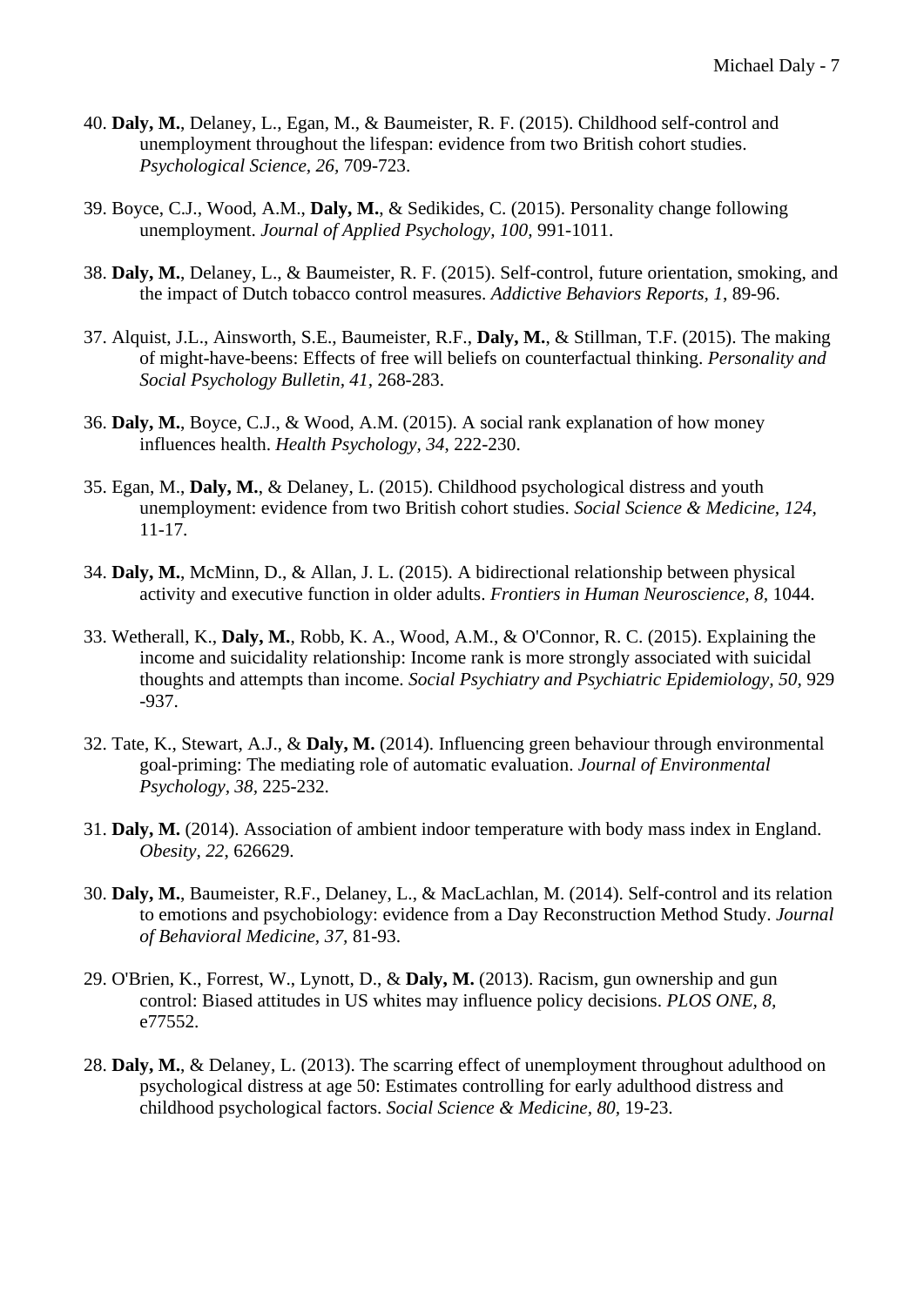40. **Daly, M.**, Delaney, L., Egan, M., & Baumeister, R. F. (2015). Childhood self-control and unemployment throughout the lifespan: evidence from two British cohort studies. *Psychological Science, 26,* 709-723.

39. Boyce, C.J., Wood, A.M., **Daly, M.**, & Sedikides, C. (2015). Personality change following unemployment. *Journal of Applied Psychology, 100,* 991-1011.

38. **Daly, M.**, Delaney, L., & Baumeister, R. F. (2015). Self-control, future orientation, smoking, and the impact of Dutch tobacco control measures. *Addictive Behaviors Reports, 1,* 89-96.

37. Alquist, J.L., Ainsworth, S.E., Baumeister, R.F., **Daly, M.**, & Stillman, T.F. (2015). The making of might-have-beens: Effects of free will beliefs on counterfactual thinking. *Personality and Social Psychology Bulletin, 41,* 268-283.

36. **Daly, M.**, Boyce, C.J., & Wood, A.M. (2015). A social rank explanation of how money influences health. *Health Psychology, 34,* 222-230.

35. Egan, M., **Daly, M.**, & Delaney, L. (2015). Childhood psychological distress and youth unemployment: evidence from two British cohort studies. *Social Science & Medicine, 124,* 11-17.

34. **Daly, M.**, McMinn, D., & Allan, J. L. (2015). A bidirectional relationship between physical activity and executive function in older adults. *Frontiers in Human Neuroscience, 8,* 1044.

33. Wetherall, K., **Daly, M.**, Robb, K. A., Wood, A.M., & O'Connor, R. C. (2015). Explaining the income and suicidality relationship: Income rank is more strongly associated with suicidal thoughts and attempts than income. *Social Psychiatry and Psychiatric Epidemiology, 50*, 929 -937.

32. Tate, K., Stewart, A.J., & **Daly, M.** (2014). Influencing green behaviour through environmental goal-priming: The mediating role of automatic evaluation. *Journal of Environmental Psychology, 38*, 225-232.

31. **Daly, M.** (2014). Association of ambient indoor temperature with body mass index in England. *Obesity, 22*, 626629.

30. **Daly, M.**, Baumeister, R.F., Delaney, L., & MacLachlan, M. (2014). Self-control and its relation to emotions and psychobiology: evidence from a Day Reconstruction Method Study. *Journal of Behavioral Medicine, 37,* 81-93.

29. O'Brien, K., Forrest, W., Lynott, D., & **Daly, M.** (2013). Racism, gun ownership and gun control: Biased attitudes in US whites may influence policy decisions. *PLOS ONE, 8,* e77552.

28. **Daly, M.**, & Delaney, L. (2013). The scarring effect of unemployment throughout adulthood on psychological distress at age 50: Estimates controlling for early adulthood distress and childhood psychological factors. *Social Science & Medicine, 80,* 19-23.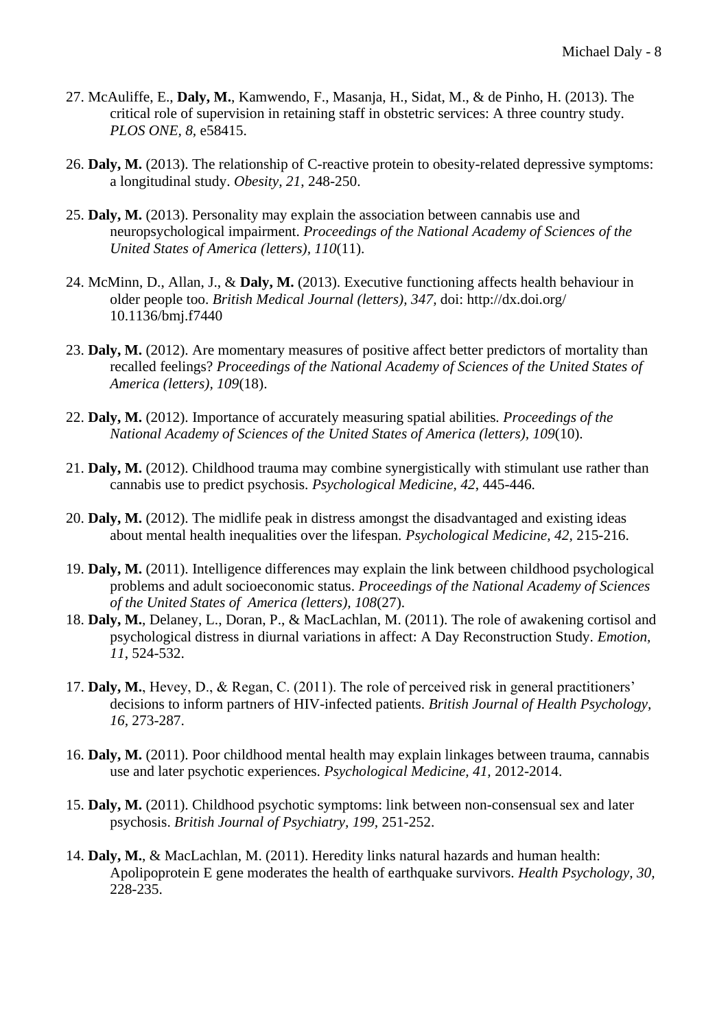27. McAuliffe, E., **Daly, M.**, Kamwendo, F., Masanja, H., Sidat, M., & de Pinho, H. (2013). The critical role of supervision in retaining staff in obstetric services: A three country study. *PLOS ONE, 8*, e58415.

26. **Daly, M.** (2013). The relationship of C-reactive protein to obesity-related depressive symptoms: a longitudinal study. *Obesity, 21*, 248-250.

25. **Daly, M.** (2013). Personality may explain the association between cannabis use and neuropsychological impairment. *Proceedings of the National Academy of Sciences of the United States of America (letters), 110*(11).

24. McMinn, D., Allan, J., & **Daly, M.** (2013). Executive functioning affects health behaviour in older people too. *British Medical Journal (letters), 347*, doi: http://dx.doi.org/ 10.1136/bmj.f7440

23. **Daly, M.** (2012). Are momentary measures of positive affect better predictors of mortality than recalled feelings? *Proceedings of the National Academy of Sciences of the United States of America (letters), 109*(18).

22. **Daly, M.** (2012). Importance of accurately measuring spatial abilities. *Proceedings of the National Academy of Sciences of the United States of America (letters), 109*(10).

21. **Daly, M.** (2012). Childhood trauma may combine synergistically with stimulant use rather than cannabis use to predict psychosis. *Psychological Medicine, 42*, 445-446.

20. **Daly, M.** (2012). The midlife peak in distress amongst the disadvantaged and existing ideas about mental health inequalities over the lifespan. *Psychological Medicine, 42*, 215-216.

19. **Daly, M.** (2011). Intelligence differences may explain the link between childhood psychological problems and adult socioeconomic status. *Proceedings of the National Academy of Sciences of the United States of America (letters), 108*(27).

18. **Daly, M.**, Delaney, L., Doran, P., & MacLachlan, M. (2011). The role of awakening cortisol and psychological distress in diurnal variations in affect: A Day Reconstruction Study. *Emotion, 11*, 524-532.

17. **Daly, M.**, Hevey, D., & Regan, C. (2011). The role of perceived risk in general practitioners' decisions to inform partners of HIV-infected patients. *British Journal of Health Psychology, 16*, 273-287.

16. **Daly, M.** (2011). Poor childhood mental health may explain linkages between trauma, cannabis use and later psychotic experiences. *Psychological Medicine, 41*, 2012-2014.

15. **Daly, M.** (2011). Childhood psychotic symptoms: link between non-consensual sex and later psychosis. *British Journal of Psychiatry, 199*, 251-252.

14. **Daly, M.**, & MacLachlan, M. (2011). Heredity links natural hazards and human health: Apolipoprotein E gene moderates the health of earthquake survivors. *Health Psychology, 30*, 228-235.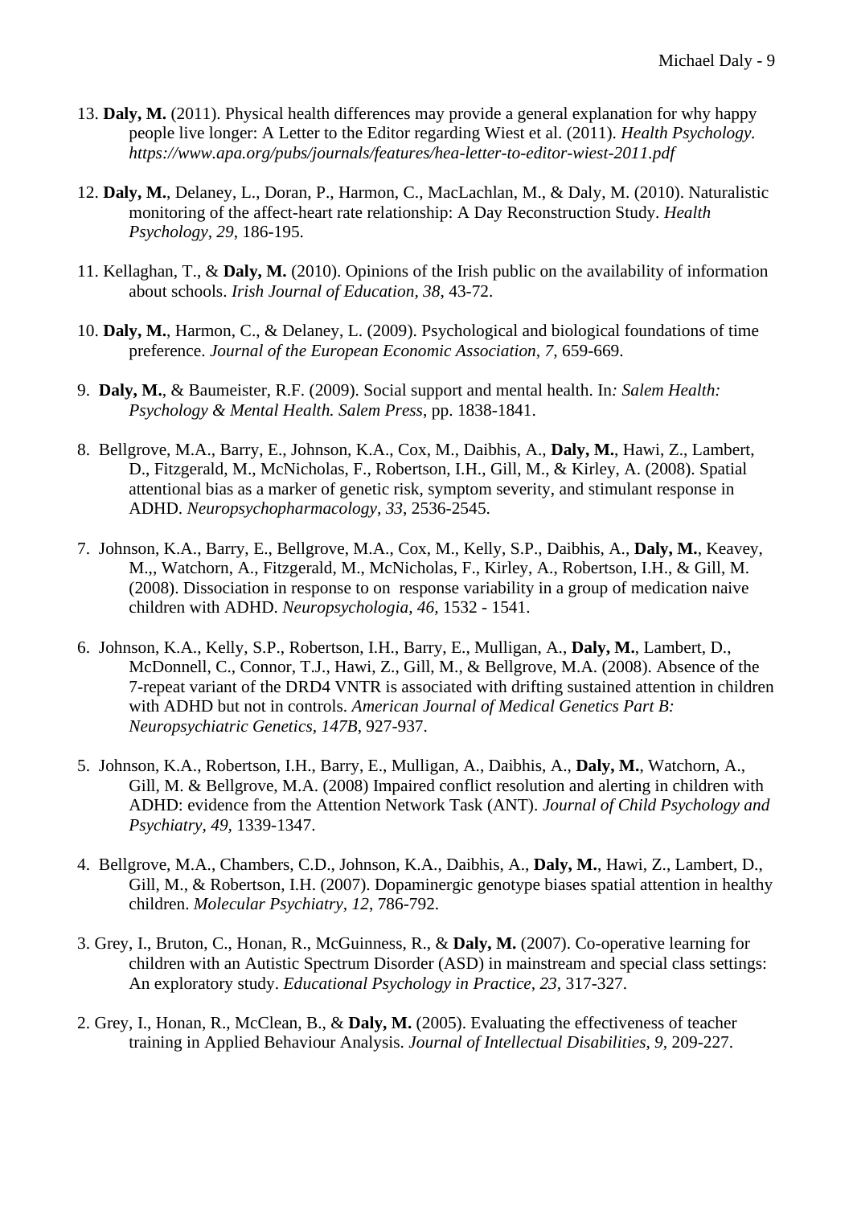13. **Daly, M.** (2011). Physical health differences may provide a general explanation for why happy people live longer: A Letter to the Editor regarding Wiest et al. (2011). *Health Psychology. https://www.apa.org/pubs/journals/features/hea-letter-to-editor-wiest-2011.pdf*

12. **Daly, M.**, Delaney, L., Doran, P., Harmon, C., MacLachlan, M., & Daly, M. (2010). Naturalistic monitoring of the affect-heart rate relationship: A Day Reconstruction Study. *Health Psychology, 29*, 186-195.

11. Kellaghan, T., & **Daly, M.** (2010). Opinions of the Irish public on the availability of information about schools. *Irish Journal of Education, 38*, 43-72.

10. **Daly, M.**, Harmon, C., & Delaney, L. (2009). Psychological and biological foundations of time preference. *Journal of the European Economic Association, 7,* 659-669.

9. **Daly, M.**, & Baumeister, R.F. (2009). Social support and mental health. In*: Salem Health: Psychology & Mental Health. Salem Press*, pp. 1838-1841.

8. Bellgrove, M.A., Barry, E., Johnson, K.A., Cox, M., Daibhis, A., **Daly, M.**, Hawi, Z., Lambert, D., Fitzgerald, M., McNicholas, F., Robertson, I.H., Gill, M., & Kirley, A. (2008). Spatial attentional bias as a marker of genetic risk, symptom severity, and stimulant response in ADHD. *Neuropsychopharmacology, 33*, 2536-2545.

7. Johnson, K.A., Barry, E., Bellgrove, M.A., Cox, M., Kelly, S.P., Daibhis, A., **Daly, M.**, Keavey, M.,, Watchorn, A., Fitzgerald, M., McNicholas, F., Kirley, A., Robertson, I.H., & Gill, M. (2008). Dissociation in response to on response variability in a group of medication naive children with ADHD. *Neuropsychologia, 46,* 1532 - 1541.

6. Johnson, K.A., Kelly, S.P., Robertson, I.H., Barry, E., Mulligan, A., **Daly, M.**, Lambert, D., McDonnell, C., Connor, T.J., Hawi, Z., Gill, M., & Bellgrove, M.A. (2008). Absence of the 7-repeat variant of the DRD4 VNTR is associated with drifting sustained attention in children with ADHD but not in controls. *American Journal of Medical Genetics Part B: Neuropsychiatric Genetics, 147B*, 927-937.

5. Johnson, K.A., Robertson, I.H., Barry, E., Mulligan, A., Daibhis, A., **Daly, M.**, Watchorn, A., Gill, M. & Bellgrove, M.A. (2008) Impaired conflict resolution and alerting in children with ADHD: evidence from the Attention Network Task (ANT). *Journal of Child Psychology and Psychiatry, 49,* 1339-1347.

4. Bellgrove, M.A., Chambers, C.D., Johnson, K.A., Daibhis, A., **Daly, M.**, Hawi, Z., Lambert, D., Gill, M., & Robertson, I.H. (2007). Dopaminergic genotype biases spatial attention in healthy children. *Molecular Psychiatry, 12,* 786-792.

3. Grey, I., Bruton, C., Honan, R., McGuinness, R., & **Daly, M.** (2007). Co-operative learning for children with an Autistic Spectrum Disorder (ASD) in mainstream and special class settings: An exploratory study. *Educational Psychology in Practice, 23,* 317-327.

2. Grey, I., Honan, R., McClean, B., & **Daly, M.** (2005). Evaluating the effectiveness of teacher training in Applied Behaviour Analysis. *Journal of Intellectual Disabilities, 9,* 209-227.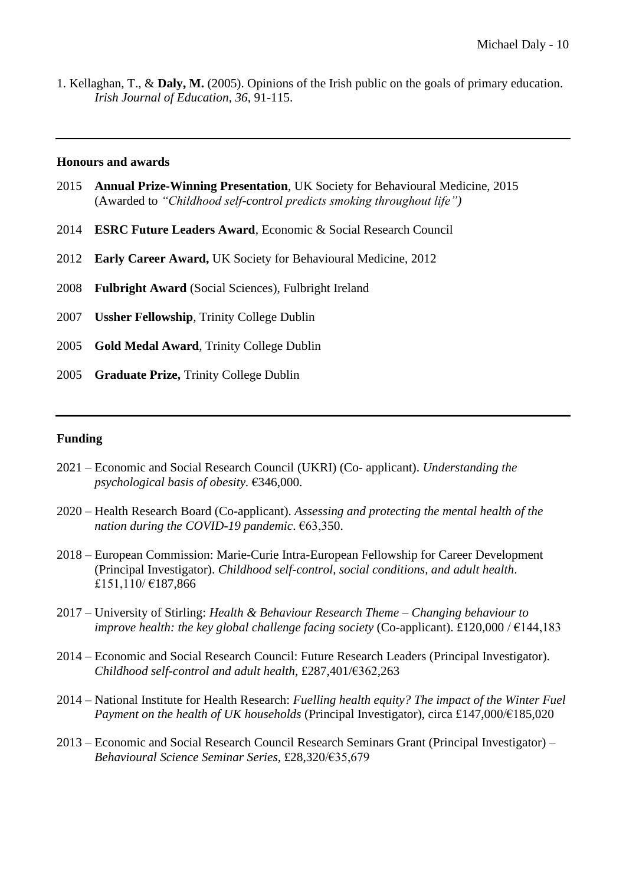1. Kellaghan, T., & **Daly, M.** (2005). Opinions of the Irish public on the goals of primary education. *Irish Journal of Education*, *36*, 91-115.

---

## Honours and awards

2015 **Annual Prize-Winning Presentation**, UK Society for Behavioural Medicine, 2015 (Awarded to *"Childhood self-control predicts smoking throughout life")*

2014 **ESRC Future Leaders Award**, Economic & Social Research Council

2012 **Early Career Award,** UK Society for Behavioural Medicine, 2012

2008 **Fulbright Award** (Social Sciences), Fulbright Ireland

2007 **Ussher Fellowship**, Trinity College Dublin

2005 **Gold Medal Award**, Trinity College Dublin

2005 **Graduate Prize,** Trinity College Dublin

---

## Funding

2021 – Economic and Social Research Council (UKRI) (Co- applicant). *Understanding the psychological basis of obesity.* €346,000.

2020 – Health Research Board (Co-applicant). *Assessing and protecting the mental health of the nation during the COVID-19 pandemic*. €63,350.

2018 – European Commission: Marie-Curie Intra-European Fellowship for Career Development (Principal Investigator). *Childhood self-control, social conditions, and adult health*. £151,110/ €187,866

2017 – University of Stirling: *Health & Behaviour Research Theme – Changing behaviour to improve health: the key global challenge facing society* (Co-applicant). £120,000 / €144,183

2014 – Economic and Social Research Council: Future Research Leaders (Principal Investigator). *Childhood self-control and adult health*, £287,401/€362,263

2014 – National Institute for Health Research: *Fuelling health equity? The impact of the Winter Fuel Payment on the health of UK households* (Principal Investigator), circa £147,000/€185,020

2013 – Economic and Social Research Council Research Seminars Grant (Principal Investigator) – *Behavioural Science Seminar Series*, £28,320/€35,679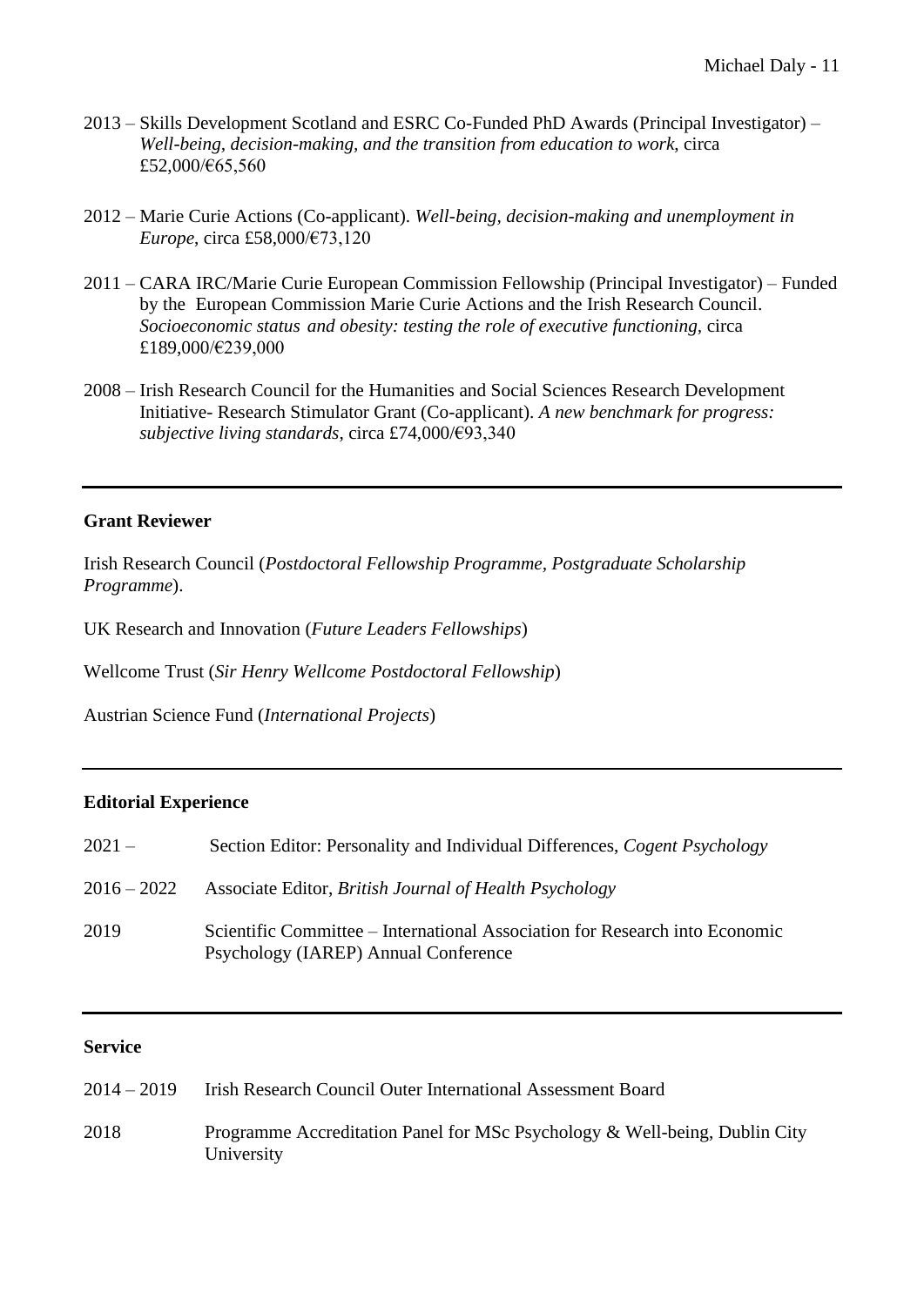2013 – Skills Development Scotland and ESRC Co-Funded PhD Awards (Principal Investigator) – *Well-being, decision-making, and the transition from education to work*, circa £52,000/€65,560

2012 – Marie Curie Actions (Co-applicant). *Well-being, decision-making and unemployment in Europe*, circa £58,000/€73,120

2011 – CARA IRC/Marie Curie European Commission Fellowship (Principal Investigator) – Funded by the European Commission Marie Curie Actions and the Irish Research Council. *Socioeconomic status and obesity: testing the role of executive functioning*, circa £189,000/€239,000

2008 – Irish Research Council for the Humanities and Social Sciences Research Development Initiative- Research Stimulator Grant (Co-applicant). *A new benchmark for progress: subjective living standards*, circa £74,000/€93,340

---

**Grant Reviewer**

Irish Research Council (*Postdoctoral Fellowship Programme, Postgraduate Scholarship Programme*).

UK Research and Innovation (*Future Leaders Fellowships*)

Wellcome Trust (*Sir Henry Wellcome Postdoctoral Fellowship*)

Austrian Science Fund (*International Projects*)

---

**Editorial Experience**

2021 – Section Editor: Personality and Individual Differences, *Cogent Psychology*

2016 – 2022 Associate Editor, *British Journal of Health Psychology*

2019 Scientific Committee – International Association for Research into Economic Psychology (IAREP) Annual Conference

---

**Service**

2014 – 2019 Irish Research Council Outer International Assessment Board

2018 Programme Accreditation Panel for MSc Psychology & Well-being, Dublin City University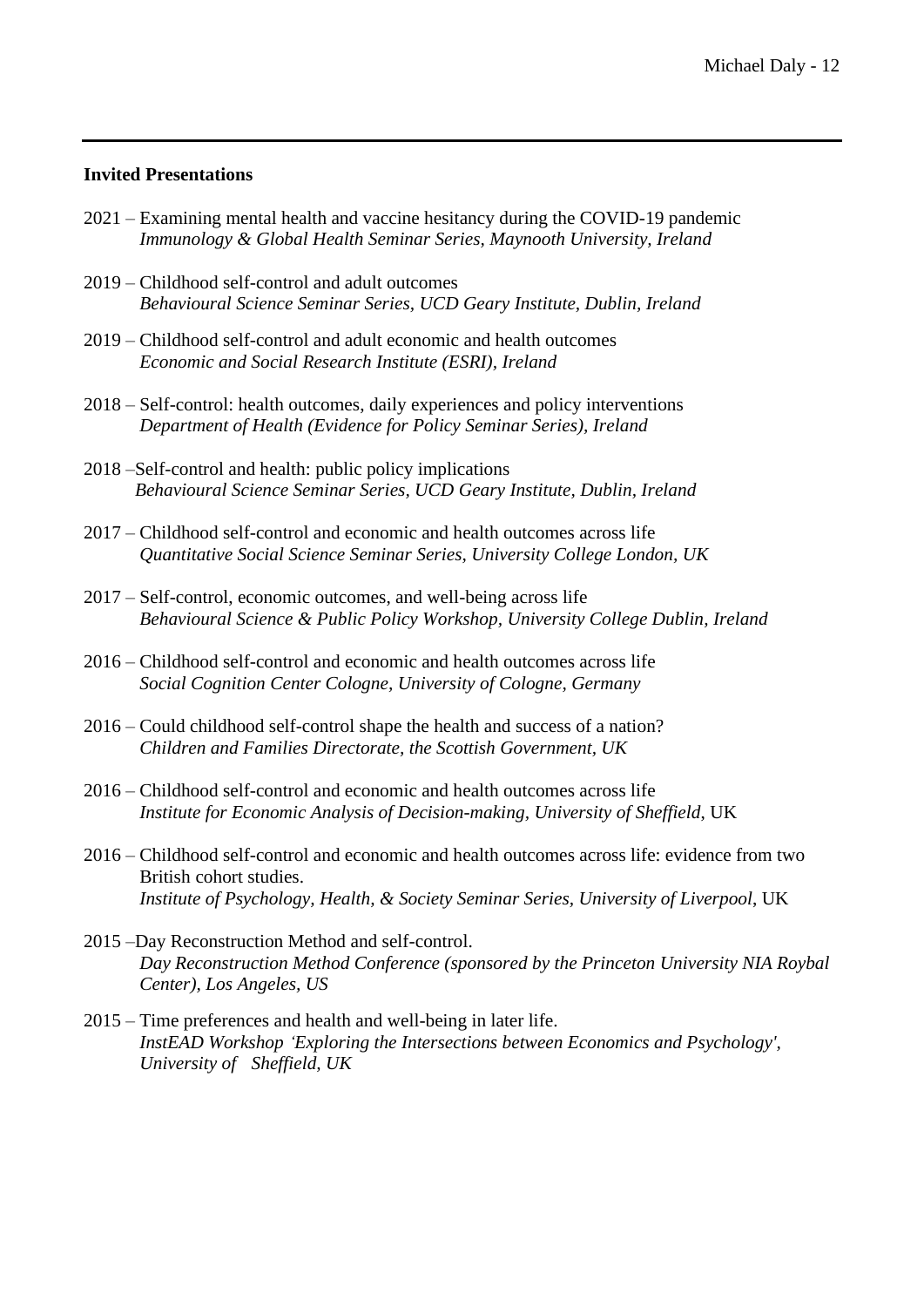**Invited Presentations**

2021 – Examining mental health and vaccine hesitancy during the COVID-19 pandemic
*Immunology & Global Health Seminar Series, Maynooth University, Ireland*

2019 – Childhood self-control and adult outcomes
*Behavioural Science Seminar Series, UCD Geary Institute, Dublin, Ireland*

2019 – Childhood self-control and adult economic and health outcomes
*Economic and Social Research Institute (ESRI), Ireland*

2018 – Self-control: health outcomes, daily experiences and policy interventions
*Department of Health (Evidence for Policy Seminar Series), Ireland*

2018 –Self-control and health: public policy implications
*Behavioural Science Seminar Series, UCD Geary Institute, Dublin, Ireland*

2017 – Childhood self-control and economic and health outcomes across life
*Quantitative Social Science Seminar Series, University College London, UK*

2017 – Self-control, economic outcomes, and well-being across life
*Behavioural Science & Public Policy Workshop, University College Dublin, Ireland*

2016 – Childhood self-control and economic and health outcomes across life
*Social Cognition Center Cologne, University of Cologne, Germany*

2016 – Could childhood self-control shape the health and success of a nation?
*Children and Families Directorate, the Scottish Government, UK*

2016 – Childhood self-control and economic and health outcomes across life
*Institute for Economic Analysis of Decision-making, University of Sheffield*, UK

2016 – Childhood self-control and economic and health outcomes across life: evidence from two British cohort studies.
*Institute of Psychology, Health, & Society Seminar Series, University of Liverpool*, UK

2015 –Day Reconstruction Method and self-control.
*Day Reconstruction Method Conference (sponsored by the Princeton University NIA Roybal Center), Los Angeles, US*

2015 – Time preferences and health and well-being in later life.
*InstEAD Workshop 'Exploring the Intersections between Economics and Psychology', University of Sheffield, UK*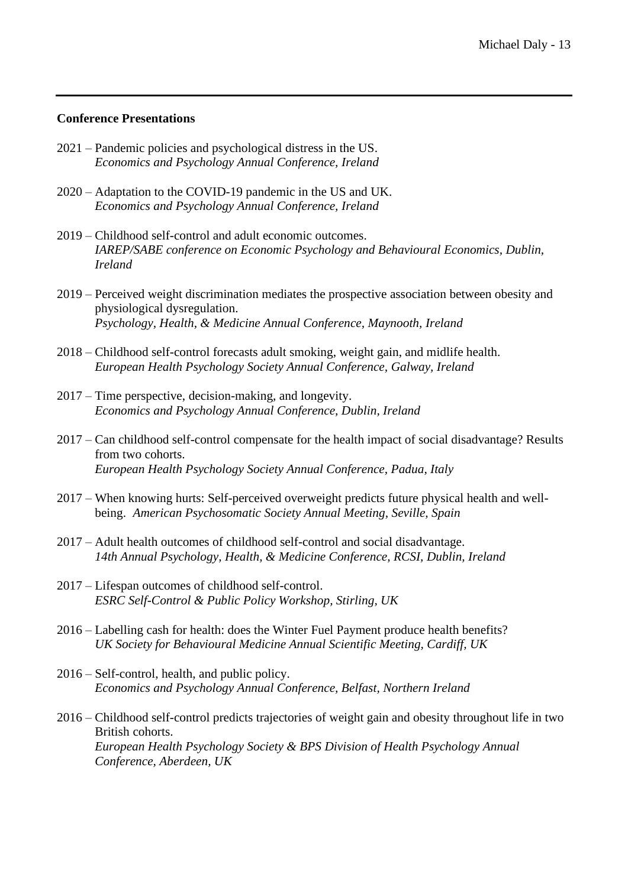**Conference Presentations**

2021 – Pandemic policies and psychological distress in the US.
*Economics and Psychology Annual Conference, Ireland*

2020 – Adaptation to the COVID-19 pandemic in the US and UK.
*Economics and Psychology Annual Conference, Ireland*

2019 – Childhood self-control and adult economic outcomes.
*IAREP/SABE conference on Economic Psychology and Behavioural Economics, Dublin, Ireland*

2019 – Perceived weight discrimination mediates the prospective association between obesity and physiological dysregulation.
*Psychology, Health, & Medicine Annual Conference, Maynooth, Ireland*

2018 – Childhood self-control forecasts adult smoking, weight gain, and midlife health.
*European Health Psychology Society Annual Conference, Galway, Ireland*

2017 – Time perspective, decision-making, and longevity.
*Economics and Psychology Annual Conference, Dublin, Ireland*

2017 – Can childhood self-control compensate for the health impact of social disadvantage? Results from two cohorts.
*European Health Psychology Society Annual Conference, Padua, Italy*

2017 – When knowing hurts: Self-perceived overweight predicts future physical health and well-being. *American Psychosomatic Society Annual Meeting, Seville, Spain*

2017 – Adult health outcomes of childhood self-control and social disadvantage.
*14th Annual Psychology, Health, & Medicine Conference, RCSI, Dublin, Ireland*

2017 – Lifespan outcomes of childhood self-control.
*ESRC Self-Control & Public Policy Workshop, Stirling, UK*

2016 – Labelling cash for health: does the Winter Fuel Payment produce health benefits?
*UK Society for Behavioural Medicine Annual Scientific Meeting, Cardiff, UK*

2016 – Self-control, health, and public policy.
*Economics and Psychology Annual Conference, Belfast, Northern Ireland*

2016 – Childhood self-control predicts trajectories of weight gain and obesity throughout life in two British cohorts.
*European Health Psychology Society & BPS Division of Health Psychology Annual Conference, Aberdeen, UK*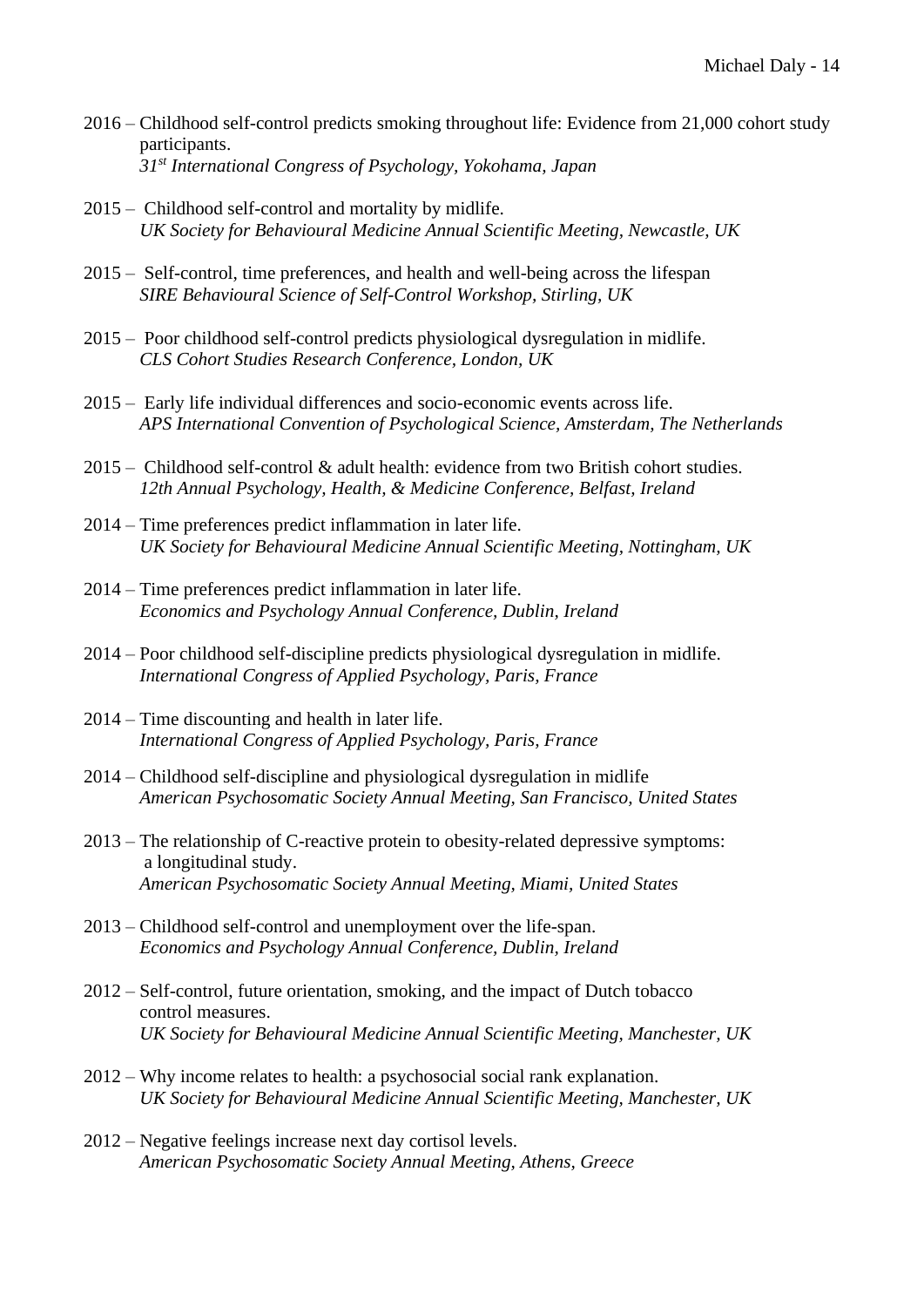2016 – Childhood self-control predicts smoking throughout life: Evidence from 21,000 cohort study participants.
*31st International Congress of Psychology, Yokohama, Japan*

2015 – Childhood self-control and mortality by midlife.
*UK Society for Behavioural Medicine Annual Scientific Meeting, Newcastle, UK*

2015 – Self-control, time preferences, and health and well-being across the lifespan
*SIRE Behavioural Science of Self-Control Workshop, Stirling, UK*

2015 – Poor childhood self-control predicts physiological dysregulation in midlife.
*CLS Cohort Studies Research Conference, London, UK*

2015 – Early life individual differences and socio-economic events across life.
*APS International Convention of Psychological Science, Amsterdam, The Netherlands*

2015 – Childhood self-control & adult health: evidence from two British cohort studies.
*12th Annual Psychology, Health, & Medicine Conference, Belfast, Ireland*

2014 – Time preferences predict inflammation in later life.
*UK Society for Behavioural Medicine Annual Scientific Meeting, Nottingham, UK*

2014 – Time preferences predict inflammation in later life.
*Economics and Psychology Annual Conference, Dublin, Ireland*

2014 – Poor childhood self-discipline predicts physiological dysregulation in midlife.
*International Congress of Applied Psychology, Paris, France*

2014 – Time discounting and health in later life.
*International Congress of Applied Psychology, Paris, France*

2014 – Childhood self-discipline and physiological dysregulation in midlife
*American Psychosomatic Society Annual Meeting, San Francisco, United States*

2013 – The relationship of C-reactive protein to obesity-related depressive symptoms: a longitudinal study.
*American Psychosomatic Society Annual Meeting, Miami, United States*

2013 – Childhood self-control and unemployment over the life-span.
*Economics and Psychology Annual Conference, Dublin, Ireland*

2012 – Self-control, future orientation, smoking, and the impact of Dutch tobacco control measures.
*UK Society for Behavioural Medicine Annual Scientific Meeting, Manchester, UK*

2012 – Why income relates to health: a psychosocial social rank explanation.
*UK Society for Behavioural Medicine Annual Scientific Meeting, Manchester, UK*

2012 – Negative feelings increase next day cortisol levels.
*American Psychosomatic Society Annual Meeting, Athens, Greece*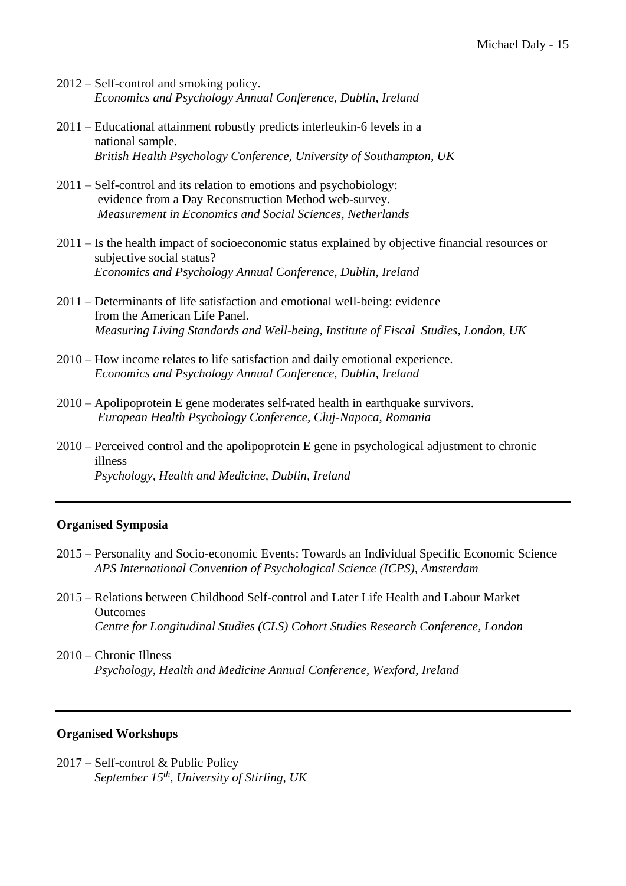2012 – Self-control and smoking policy.
*Economics and Psychology Annual Conference, Dublin, Ireland*

2011 – Educational attainment robustly predicts interleukin-6 levels in a national sample.
*British Health Psychology Conference, University of Southampton, UK*

2011 – Self-control and its relation to emotions and psychobiology: evidence from a Day Reconstruction Method web-survey.
*Measurement in Economics and Social Sciences, Netherlands*

2011 – Is the health impact of socioeconomic status explained by objective financial resources or subjective social status?
*Economics and Psychology Annual Conference, Dublin, Ireland*

2011 – Determinants of life satisfaction and emotional well-being: evidence from the American Life Panel.
*Measuring Living Standards and Well-being, Institute of Fiscal Studies, London, UK*

2010 – How income relates to life satisfaction and daily emotional experience.
*Economics and Psychology Annual Conference, Dublin, Ireland*

2010 – Apolipoprotein E gene moderates self-rated health in earthquake survivors.
*European Health Psychology Conference, Cluj-Napoca, Romania*

2010 – Perceived control and the apolipoprotein E gene in psychological adjustment to chronic illness
*Psychology, Health and Medicine, Dublin, Ireland*

---

**Organised Symposia**

2015 – Personality and Socio-economic Events: Towards an Individual Specific Economic Science
*APS International Convention of Psychological Science (ICPS), Amsterdam*

2015 – Relations between Childhood Self-control and Later Life Health and Labour Market Outcomes
*Centre for Longitudinal Studies (CLS) Cohort Studies Research Conference, London*

2010 – Chronic Illness
*Psychology, Health and Medicine Annual Conference, Wexford, Ireland*

---

**Organised Workshops**

2017 – Self-control & Public Policy
*September 15th, University of Stirling, UK*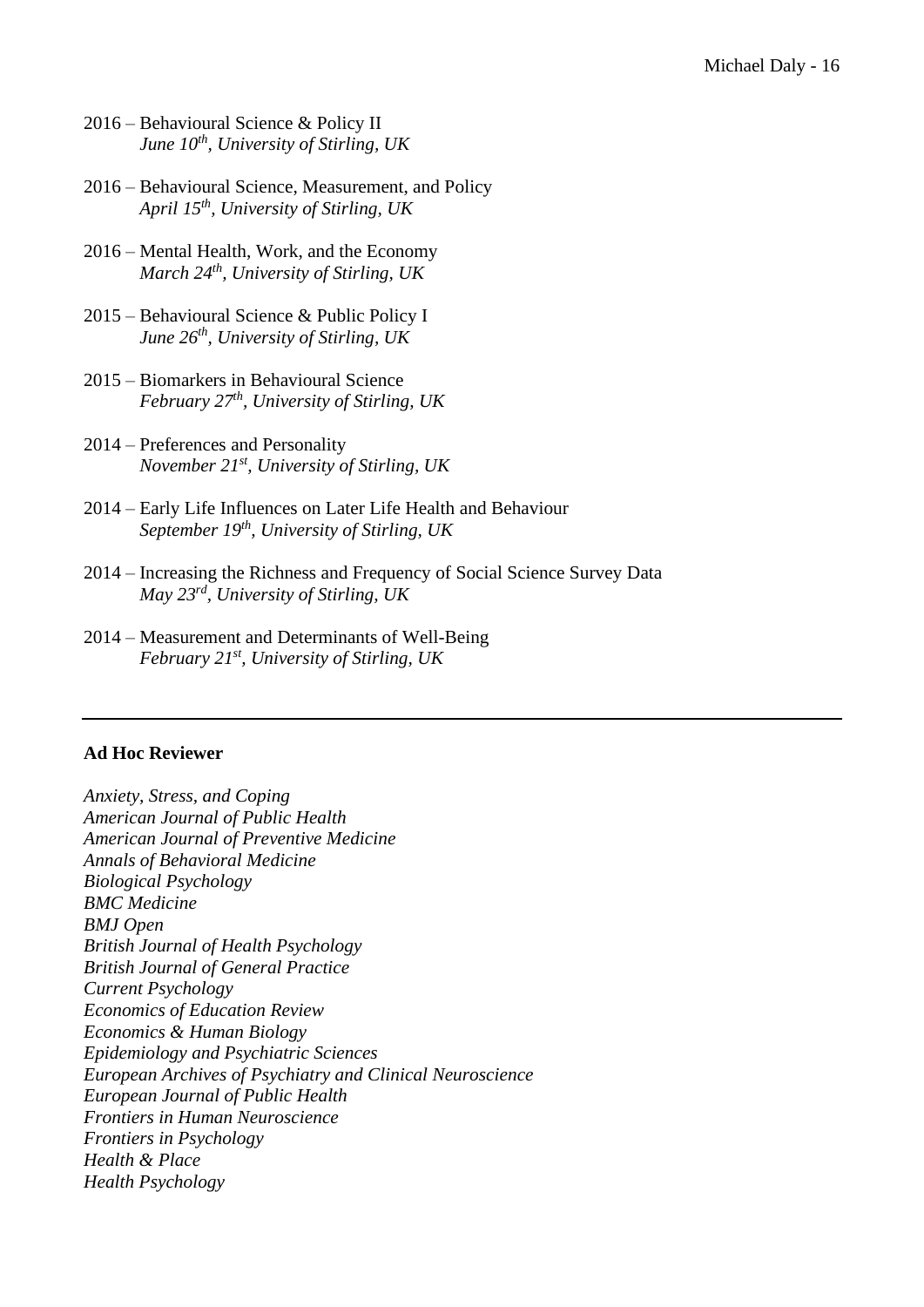2016 – Behavioural Science & Policy II
*June 10th, University of Stirling, UK*

2016 – Behavioural Science, Measurement, and Policy
*April 15th, University of Stirling, UK*

2016 – Mental Health, Work, and the Economy
*March 24th, University of Stirling, UK*

2015 – Behavioural Science & Public Policy I
*June 26th, University of Stirling, UK*

2015 – Biomarkers in Behavioural Science
*February 27th, University of Stirling, UK*

2014 – Preferences and Personality
*November 21st, University of Stirling, UK*

2014 – Early Life Influences on Later Life Health and Behaviour
*September 19th, University of Stirling, UK*

2014 – Increasing the Richness and Frequency of Social Science Survey Data
*May 23rd, University of Stirling, UK*

2014 – Measurement and Determinants of Well-Being
*February 21st, University of Stirling, UK*

---

**Ad Hoc Reviewer**

*Anxiety, Stress, and Coping*
*American Journal of Public Health*
*American Journal of Preventive Medicine*
*Annals of Behavioral Medicine*
*Biological Psychology*
*BMC Medicine*
*BMJ Open*
*British Journal of Health Psychology*
*British Journal of General Practice*
*Current Psychology*
*Economics of Education Review*
*Economics & Human Biology*
*Epidemiology and Psychiatric Sciences*
*European Archives of Psychiatry and Clinical Neuroscience*
*European Journal of Public Health*
*Frontiers in Human Neuroscience*
*Frontiers in Psychology*
*Health & Place*
*Health Psychology*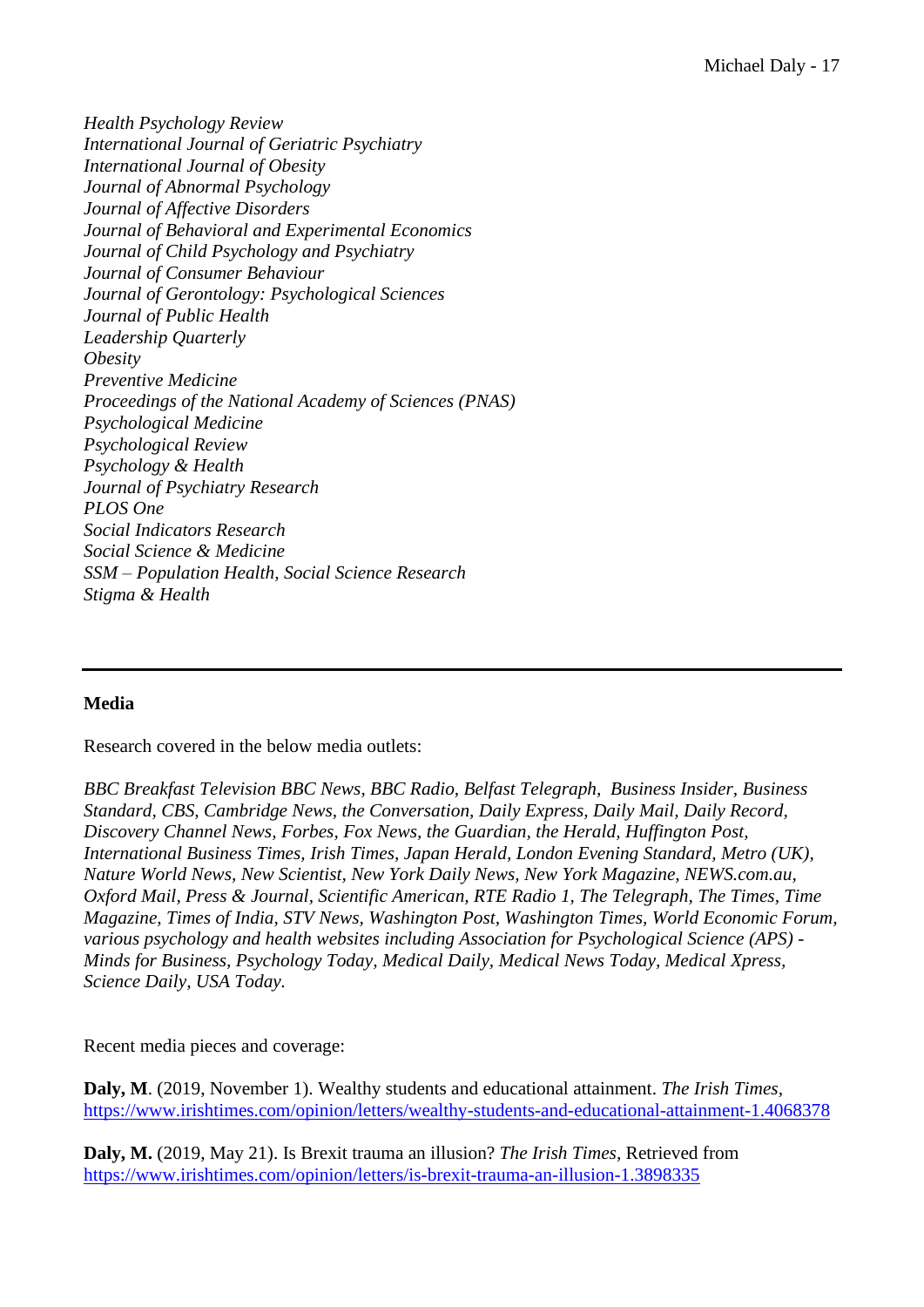*Health Psychology Review*
*International Journal of Geriatric Psychiatry*
*International Journal of Obesity*
*Journal of Abnormal Psychology*
*Journal of Affective Disorders*
*Journal of Behavioral and Experimental Economics*
*Journal of Child Psychology and Psychiatry*
*Journal of Consumer Behaviour*
*Journal of Gerontology: Psychological Sciences*
*Journal of Public Health*
*Leadership Quarterly*
*Obesity*
*Preventive Medicine*
*Proceedings of the National Academy of Sciences (PNAS)*
*Psychological Medicine*
*Psychological Review*
*Psychology & Health*
*Journal of Psychiatry Research*
*PLOS One*
*Social Indicators Research*
*Social Science & Medicine*
*SSM – Population Health, Social Science Research*
*Stigma & Health*

---

**Media**

Research covered in the below media outlets:

*BBC Breakfast Television BBC News, BBC Radio, Belfast Telegraph, Business Insider, Business Standard, CBS, Cambridge News, the Conversation, Daily Express, Daily Mail, Daily Record, Discovery Channel News, Forbes, Fox News, the Guardian, the Herald, Huffington Post, International Business Times, Irish Times, Japan Herald, London Evening Standard, Metro (UK), Nature World News, New Scientist, New York Daily News, New York Magazine, NEWS.com.au, Oxford Mail, Press & Journal, Scientific American, RTE Radio 1, The Telegraph, The Times, Time Magazine, Times of India, STV News, Washington Post, Washington Times, World Economic Forum, various psychology and health websites including Association for Psychological Science (APS) - Minds for Business, Psychology Today, Medical Daily, Medical News Today, Medical Xpress, Science Daily, USA Today.*

Recent media pieces and coverage:

**Daly, M**. (2019, November 1). Wealthy students and educational attainment. *The Irish Times*, https://www.irishtimes.com/opinion/letters/wealthy-students-and-educational-attainment-1.4068378

**Daly, M.** (2019, May 21). Is Brexit trauma an illusion? *The Irish Times*, Retrieved from https://www.irishtimes.com/opinion/letters/is-brexit-trauma-an-illusion-1.3898335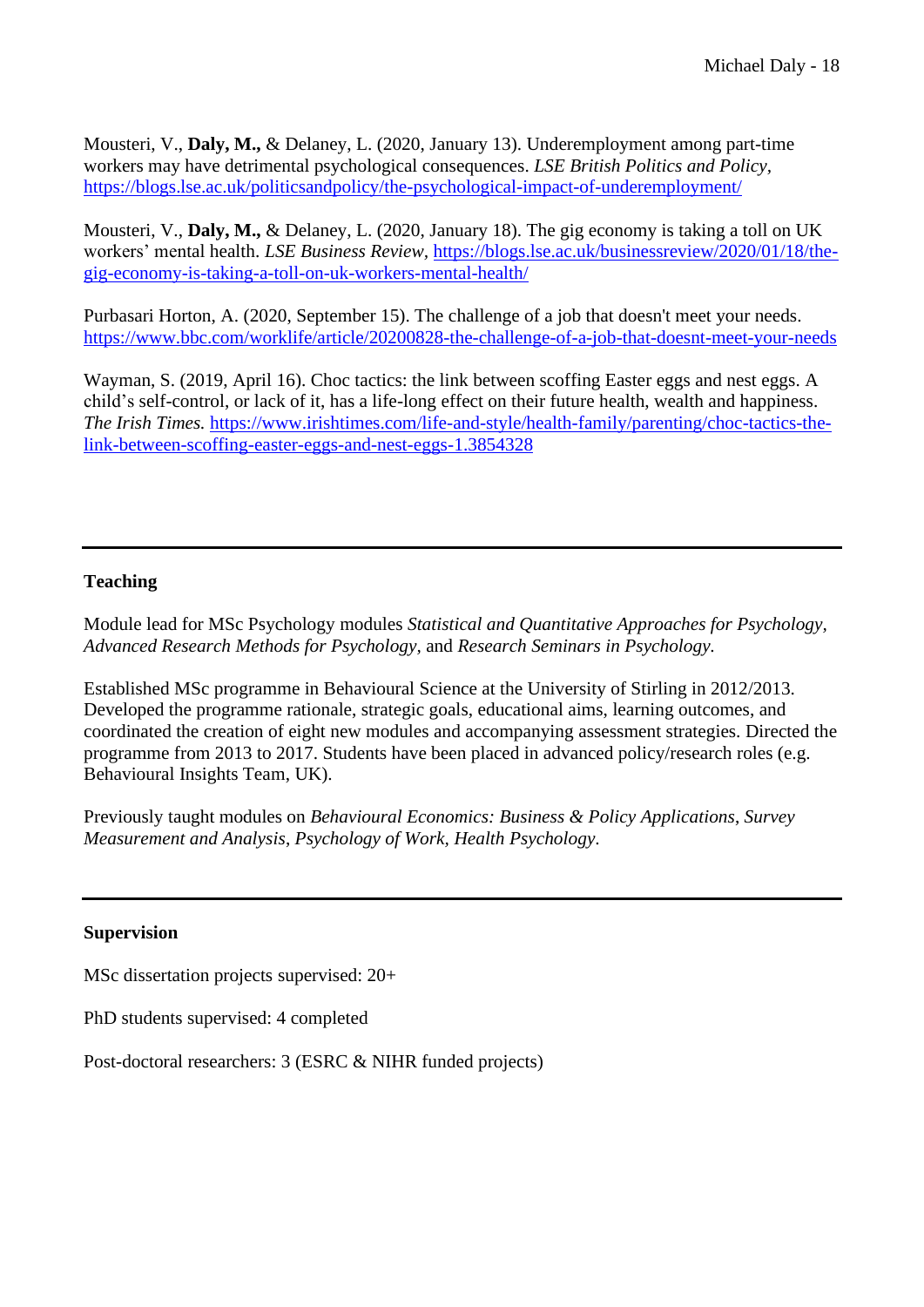Mousteri, V., **Daly, M.,** & Delaney, L. (2020, January 13). Underemployment among part-time workers may have detrimental psychological consequences. *LSE British Politics and Policy*, https://blogs.lse.ac.uk/politicsandpolicy/the-psychological-impact-of-underemployment/

Mousteri, V., **Daly, M.,** & Delaney, L. (2020, January 18). The gig economy is taking a toll on UK workers' mental health. *LSE Business Review*, https://blogs.lse.ac.uk/businessreview/2020/01/18/the-gig-economy-is-taking-a-toll-on-uk-workers-mental-health/

Purbasari Horton, A. (2020, September 15). The challenge of a job that doesn't meet your needs. https://www.bbc.com/worklife/article/20200828-the-challenge-of-a-job-that-doesnt-meet-your-needs

Wayman, S. (2019, April 16). Choc tactics: the link between scoffing Easter eggs and nest eggs. A child's self-control, or lack of it, has a life-long effect on their future health, wealth and happiness. *The Irish Times.* https://www.irishtimes.com/life-and-style/health-family/parenting/choc-tactics-the-link-between-scoffing-easter-eggs-and-nest-eggs-1.3854328

---

## Teaching

Module lead for MSc Psychology modules *Statistical and Quantitative Approaches for Psychology*, *Advanced Research Methods for Psychology,* and *Research Seminars in Psychology.*

Established MSc programme in Behavioural Science at the University of Stirling in 2012/2013. Developed the programme rationale, strategic goals, educational aims, learning outcomes, and coordinated the creation of eight new modules and accompanying assessment strategies. Directed the programme from 2013 to 2017. Students have been placed in advanced policy/research roles (e.g. Behavioural Insights Team, UK).

Previously taught modules on *Behavioural Economics: Business & Policy Applications*, *Survey Measurement and Analysis*, *Psychology of Work, Health Psychology*.

---

## Supervision

MSc dissertation projects supervised: 20+

PhD students supervised: 4 completed

Post-doctoral researchers: 3 (ESRC & NIHR funded projects)